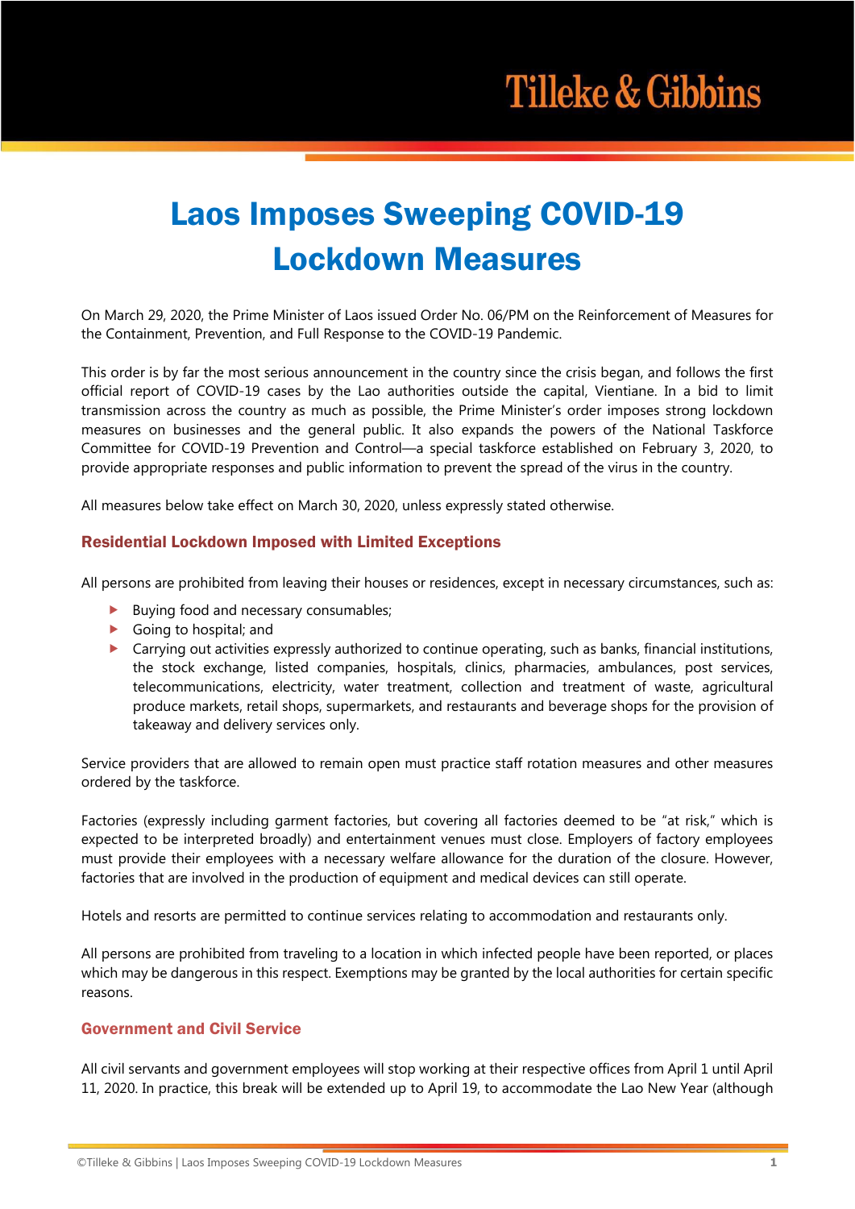# Laos Imposes Sweeping COVID-19 Lockdown Measures

On March 29, 2020, the Prime Minister of Laos issued Order No. 06/PM on the Reinforcement of Measures for the Containment, Prevention, and Full Response to the COVID-19 Pandemic.

This order is by far the most serious announcement in the country since the crisis began, and follows the first official report of COVID-19 cases by the Lao authorities outside the capital, Vientiane. In a bid to limit transmission across the country as much as possible, the Prime Minister's order imposes strong lockdown measures on businesses and the general public. It also expands the powers of the National Taskforce Committee for COVID-19 Prevention and Control—a special taskforce established on February 3, 2020, to provide appropriate responses and public information to prevent the spread of the virus in the country.

All measures below take effect on March 30, 2020, unless expressly stated otherwise.

## Residential Lockdown Imposed with Limited Exceptions

All persons are prohibited from leaving their houses or residences, except in necessary circumstances, such as:

- Buying food and necessary consumables;
- Going to hospital; and
- Carrying out activities expressly authorized to continue operating, such as banks, financial institutions, the stock exchange, listed companies, hospitals, clinics, pharmacies, ambulances, post services, telecommunications, electricity, water treatment, collection and treatment of waste, agricultural produce markets, retail shops, supermarkets, and restaurants and beverage shops for the provision of takeaway and delivery services only.

Service providers that are allowed to remain open must practice staff rotation measures and other measures ordered by the taskforce.

Factories (expressly including garment factories, but covering all factories deemed to be "at risk," which is expected to be interpreted broadly) and entertainment venues must close. Employers of factory employees must provide their employees with a necessary welfare allowance for the duration of the closure. However, factories that are involved in the production of equipment and medical devices can still operate.

Hotels and resorts are permitted to continue services relating to accommodation and restaurants only.

All persons are prohibited from traveling to a location in which infected people have been reported, or places which may be dangerous in this respect. Exemptions may be granted by the local authorities for certain specific reasons.

## Government and Civil Service

All civil servants and government employees will stop working at their respective offices from April 1 until April 11, 2020. In practice, this break will be extended up to April 19, to accommodate the Lao New Year (although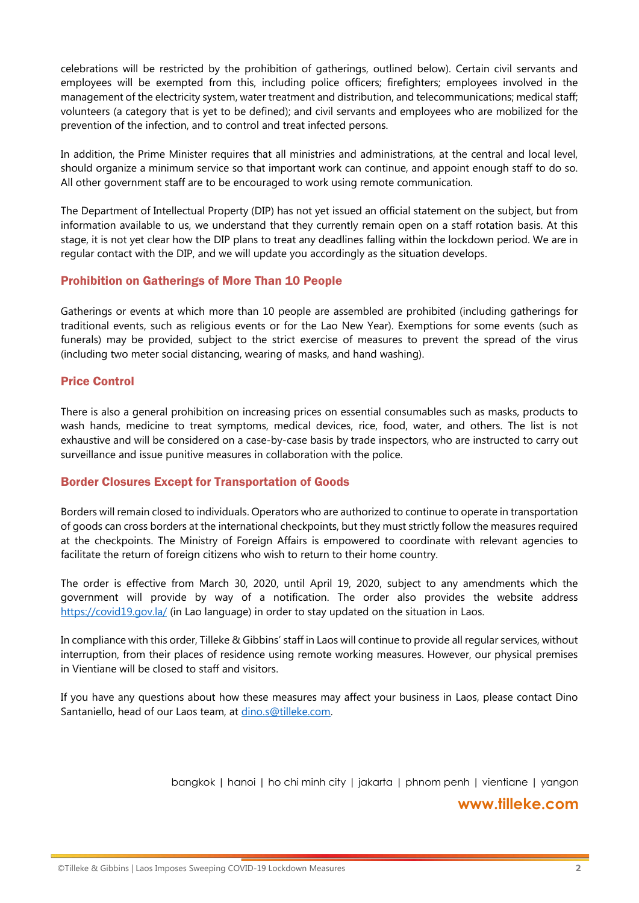celebrations will be restricted by the prohibition of gatherings, outlined below). Certain civil servants and employees will be exempted from this, including police officers; firefighters; employees involved in the management of the electricity system, water treatment and distribution, and telecommunications; medical staff; volunteers (a category that is yet to be defined); and civil servants and employees who are mobilized for the prevention of the infection, and to control and treat infected persons.

In addition, the Prime Minister requires that all ministries and administrations, at the central and local level, should organize a minimum service so that important work can continue, and appoint enough staff to do so. All other government staff are to be encouraged to work using remote communication.

The Department of Intellectual Property (DIP) has not yet issued an official statement on the subject, but from information available to us, we understand that they currently remain open on a staff rotation basis. At this stage, it is not yet clear how the DIP plans to treat any deadlines falling within the lockdown period. We are in regular contact with the DIP, and we will update you accordingly as the situation develops.

## Prohibition on Gatherings of More Than 10 People

Gatherings or events at which more than 10 people are assembled are prohibited (including gatherings for traditional events, such as religious events or for the Lao New Year). Exemptions for some events (such as funerals) may be provided, subject to the strict exercise of measures to prevent the spread of the virus (including two meter social distancing, wearing of masks, and hand washing).

## Price Control

There is also a general prohibition on increasing prices on essential consumables such as masks, products to wash hands, medicine to treat symptoms, medical devices, rice, food, water, and others. The list is not exhaustive and will be considered on a case-by-case basis by trade inspectors, who are instructed to carry out surveillance and issue punitive measures in collaboration with the police.

## Border Closures Except for Transportation of Goods

Borders will remain closed to individuals. Operators who are authorized to continue to operate in transportation of goods can cross borders at the international checkpoints, but they must strictly follow the measures required at the checkpoints. The Ministry of Foreign Affairs is empowered to coordinate with relevant agencies to facilitate the return of foreign citizens who wish to return to their home country.

The order is effective from March 30, 2020, until April 19, 2020, subject to any amendments which the government will provide by way of a notification. The order also provides the website address https://covid19.gov.la/ (in Lao language) in order to stay updated on the situation in Laos.

In compliance with this order, Tilleke & Gibbins' staff in Laos will continue to provide all regular services, without interruption, from their places of residence using remote working measures. However, our physical premises in Vientiane will be closed to staff and visitors.

If you have any questions about how these measures may affect your business in Laos, please contact Dino Santaniello, head of our Laos team, at dino.s@tilleke.com.

bangkok | hanoi | ho chi minh city | jakarta | phnom penh | vientiane | yangon

**www.tilleke.com**